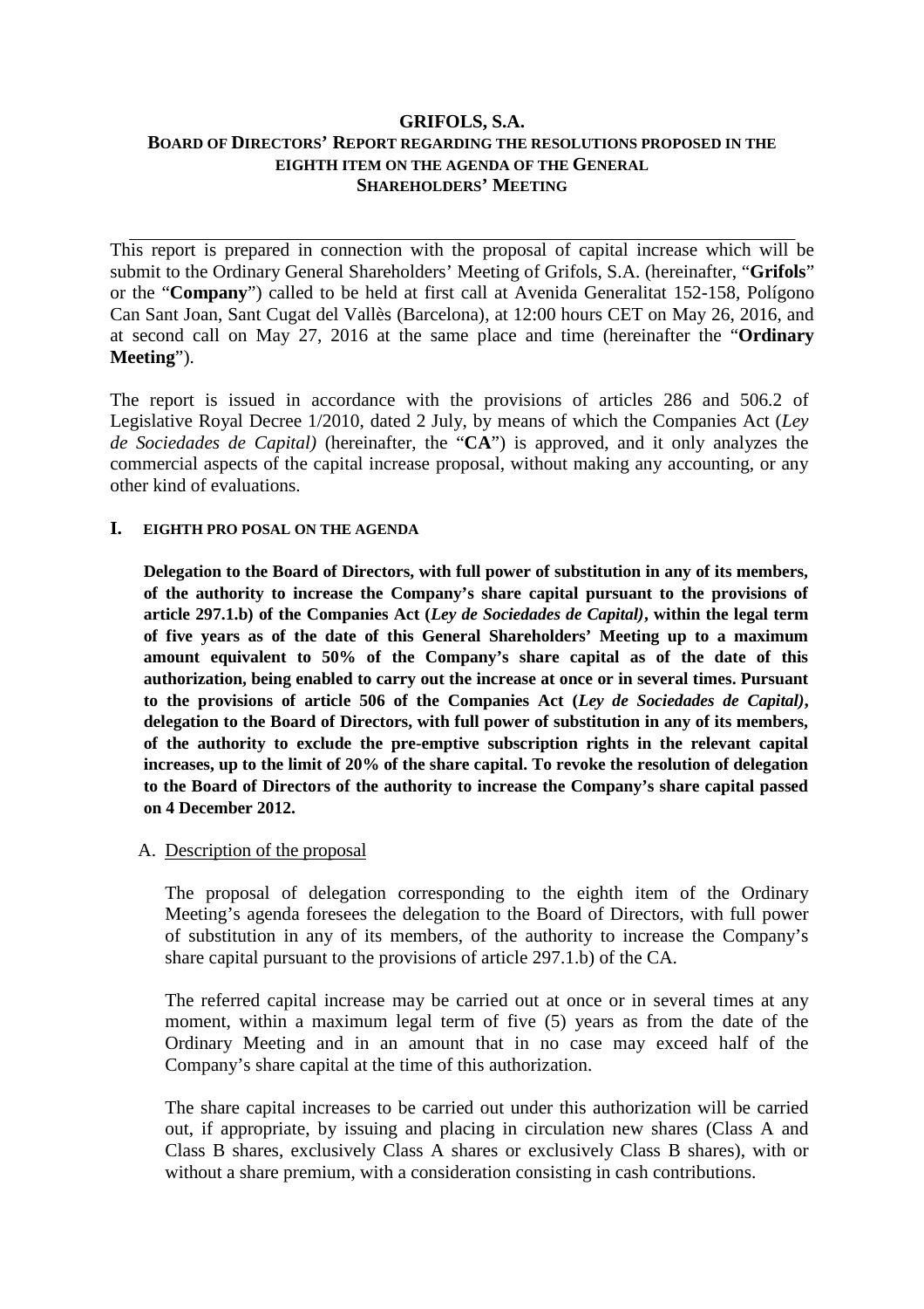# GRIFOLS, S.A.

## BOARD OF DIRECTORS' REPORT REGARDING THE RESOLUTIONS PROPOSED IN THE EIGHTH ITEM ON THE AGENDA OF THE GENERAL SHAREHOLDERS' MEETING

---

This report is prepared in connection with the proposal of capital increase which will be submit to the Ordinary General Shareholders' Meeting of Grifols, S.A. (hereinafter, "**Grifols**" or the "**Company**") called to be held at first call at Avenida Generalitat 152-158, Polígono Can Sant Joan, Sant Cugat del Vallès (Barcelona), at 12:00 hours CET on May 26, 2016, and at second call on May 27, 2016 at the same place and time (hereinafter the "**Ordinary Meeting**").

The report is issued in accordance with the provisions of articles 286 and 506.2 of Legislative Royal Decree 1/2010, dated 2 July, by means of which the Companies Act (*Ley de Sociedades de Capital)* (hereinafter, the "**CA**") is approved, and it only analyzes the commercial aspects of the capital increase proposal, without making any accounting, or any other kind of evaluations.

### I. EIGHTH PRO POSAL ON THE AGENDA

**Delegation to the Board of Directors, with full power of substitution in any of its members, of the authority to increase the Company's share capital pursuant to the provisions of article 297.1.b) of the Companies Act (*Ley de Sociedades de Capital)*, within the legal term of five years as of the date of this General Shareholders' Meeting up to a maximum amount equivalent to 50% of the Company's share capital as of the date of this authorization, being enabled to carry out the increase at once or in several times. Pursuant to the provisions of article 506 of the Companies Act (*Ley de Sociedades de Capital)*, delegation to the Board of Directors, with full power of substitution in any of its members, of the authority to exclude the pre-emptive subscription rights in the relevant capital increases, up to the limit of 20% of the share capital. To revoke the resolution of delegation to the Board of Directors of the authority to increase the Company's share capital passed on 4 December 2012.**

#### A. Description of the proposal

The proposal of delegation corresponding to the eighth item of the Ordinary Meeting's agenda foresees the delegation to the Board of Directors, with full power of substitution in any of its members, of the authority to increase the Company's share capital pursuant to the provisions of article 297.1.b) of the CA.

The referred capital increase may be carried out at once or in several times at any moment, within a maximum legal term of five (5) years as from the date of the Ordinary Meeting and in an amount that in no case may exceed half of the Company's share capital at the time of this authorization.

The share capital increases to be carried out under this authorization will be carried out, if appropriate, by issuing and placing in circulation new shares (Class A and Class B shares, exclusively Class A shares or exclusively Class B shares), with or without a share premium, with a consideration consisting in cash contributions.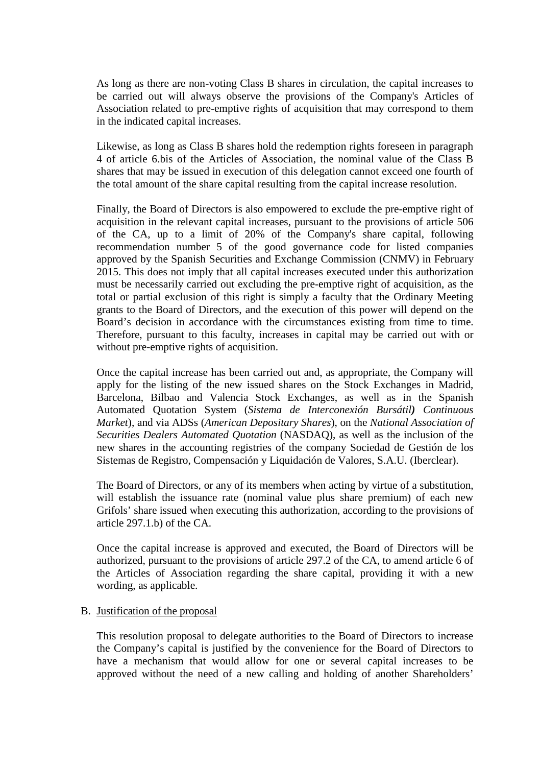As long as there are non-voting Class B shares in circulation, the capital increases to be carried out will always observe the provisions of the Company's Articles of Association related to pre-emptive rights of acquisition that may correspond to them in the indicated capital increases.

Likewise, as long as Class B shares hold the redemption rights foreseen in paragraph 4 of article 6.bis of the Articles of Association, the nominal value of the Class B shares that may be issued in execution of this delegation cannot exceed one fourth of the total amount of the share capital resulting from the capital increase resolution.

Finally, the Board of Directors is also empowered to exclude the pre-emptive right of acquisition in the relevant capital increases, pursuant to the provisions of article 506 of the CA, up to a limit of 20% of the Company's share capital, following recommendation number 5 of the good governance code for listed companies approved by the Spanish Securities and Exchange Commission (CNMV) in February 2015. This does not imply that all capital increases executed under this authorization must be necessarily carried out excluding the pre-emptive right of acquisition, as the total or partial exclusion of this right is simply a faculty that the Ordinary Meeting grants to the Board of Directors, and the execution of this power will depend on the Board's decision in accordance with the circumstances existing from time to time. Therefore, pursuant to this faculty, increases in capital may be carried out with or without pre-emptive rights of acquisition.

Once the capital increase has been carried out and, as appropriate, the Company will apply for the listing of the new issued shares on the Stock Exchanges in Madrid, Barcelona, Bilbao and Valencia Stock Exchanges, as well as in the Spanish Automated Quotation System (*Sistema de Interconexión Bursátil***)** *Continuous Market*), and via ADSs (*American Depositary Shares*), on the *National Association of Securities Dealers Automated Quotation* (NASDAQ), as well as the inclusion of the new shares in the accounting registries of the company Sociedad de Gestión de los Sistemas de Registro, Compensación y Liquidación de Valores, S.A.U. (Iberclear).

The Board of Directors, or any of its members when acting by virtue of a substitution, will establish the issuance rate (nominal value plus share premium) of each new Grifols' share issued when executing this authorization, according to the provisions of article 297.1.b) of the CA.

Once the capital increase is approved and executed, the Board of Directors will be authorized, pursuant to the provisions of article 297.2 of the CA, to amend article 6 of the Articles of Association regarding the share capital, providing it with a new wording, as applicable.

B. Justification of the proposal

This resolution proposal to delegate authorities to the Board of Directors to increase the Company's capital is justified by the convenience for the Board of Directors to have a mechanism that would allow for one or several capital increases to be approved without the need of a new calling and holding of another Shareholders'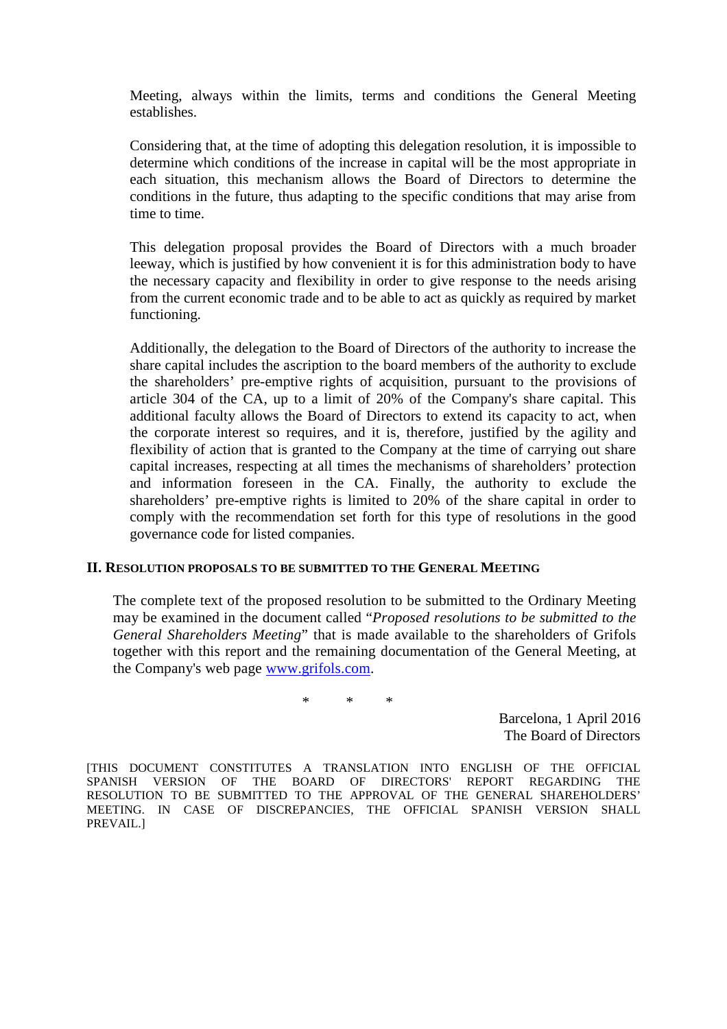Meeting, always within the limits, terms and conditions the General Meeting establishes.

Considering that, at the time of adopting this delegation resolution, it is impossible to determine which conditions of the increase in capital will be the most appropriate in each situation, this mechanism allows the Board of Directors to determine the conditions in the future, thus adapting to the specific conditions that may arise from time to time.

This delegation proposal provides the Board of Directors with a much broader leeway, which is justified by how convenient it is for this administration body to have the necessary capacity and flexibility in order to give response to the needs arising from the current economic trade and to be able to act as quickly as required by market functioning.

Additionally, the delegation to the Board of Directors of the authority to increase the share capital includes the ascription to the board members of the authority to exclude the shareholders' pre-emptive rights of acquisition, pursuant to the provisions of article 304 of the CA, up to a limit of 20% of the Company's share capital. This additional faculty allows the Board of Directors to extend its capacity to act, when the corporate interest so requires, and it is, therefore, justified by the agility and flexibility of action that is granted to the Company at the time of carrying out share capital increases, respecting at all times the mechanisms of shareholders' protection and information foreseen in the CA. Finally, the authority to exclude the shareholders' pre-emptive rights is limited to 20% of the share capital in order to comply with the recommendation set forth for this type of resolutions in the good governance code for listed companies.

## II. RESOLUTION PROPOSALS TO BE SUBMITTED TO THE GENERAL MEETING

The complete text of the proposed resolution to be submitted to the Ordinary Meeting may be examined in the document called "*Proposed resolutions to be submitted to the General Shareholders Meeting*" that is made available to the shareholders of Grifols together with this report and the remaining documentation of the General Meeting, at the Company's web page www.grifols.com.

\* \* \*

Barcelona, 1 April 2016
The Board of Directors

[THIS DOCUMENT CONSTITUTES A TRANSLATION INTO ENGLISH OF THE OFFICIAL SPANISH VERSION OF THE BOARD OF DIRECTORS' REPORT REGARDING THE RESOLUTION TO BE SUBMITTED TO THE APPROVAL OF THE GENERAL SHAREHOLDERS' MEETING. IN CASE OF DISCREPANCIES, THE OFFICIAL SPANISH VERSION SHALL PREVAIL.]